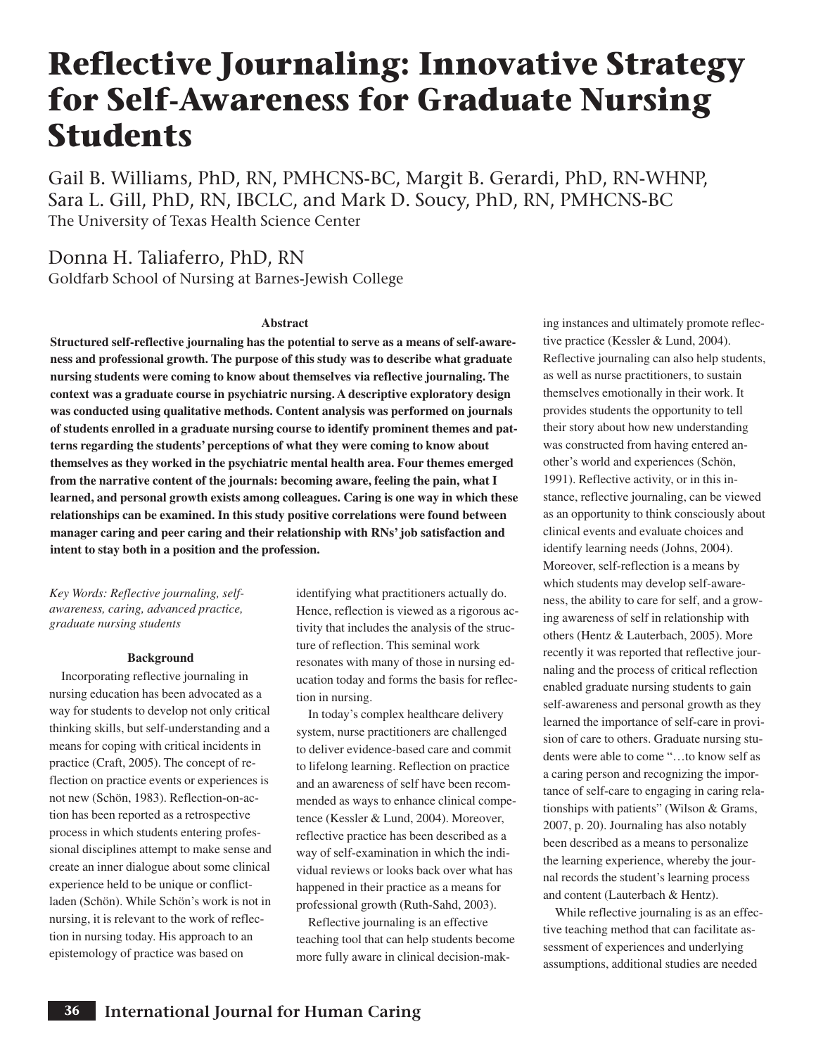# Reflective Journaling: Innovative Strategy for Self-Awareness for Graduate Nursing Students

Gail B. Williams, PhD, RN, PMHCNS-BC, Margit B. Gerardi, PhD, RN-WHNP, Sara L. Gill, PhD, RN, IBCLC, and Mark D. Soucy, PhD, RN, PMHCNS-BC
The University of Texas Health Science Center

Donna H. Taliaferro, PhD, RN
Goldfarb School of Nursing at Barnes-Jewish College

#### Abstract

**Structured self-reflective journaling has the potential to serve as a means of self-awareness and professional growth. The purpose of this study was to describe what graduate nursing students were coming to know about themselves via reflective journaling. The context was a graduate course in psychiatric nursing. A descriptive exploratory design was conducted using qualitative methods. Content analysis was performed on journals of students enrolled in a graduate nursing course to identify prominent themes and patterns regarding the students' perceptions of what they were coming to know about themselves as they worked in the psychiatric mental health area. Four themes emerged from the narrative content of the journals: becoming aware, feeling the pain, what I learned, and personal growth exists among colleagues. Caring is one way in which these relationships can be examined. In this study positive correlations were found between manager caring and peer caring and their relationship with RNs' job satisfaction and intent to stay both in a position and the profession.**

*Key Words: Reflective journaling, self-awareness, caring, advanced practice, graduate nursing students*

#### Background

Incorporating reflective journaling in nursing education has been advocated as a way for students to develop not only critical thinking skills, but self-understanding and a means for coping with critical incidents in practice (Craft, 2005). The concept of reflection on practice events or experiences is not new (Schön, 1983). Reflection-on-action has been reported as a retrospective process in which students entering professional disciplines attempt to make sense and create an inner dialogue about some clinical experience held to be unique or conflict-laden (Schön). While Schön's work is not in nursing, it is relevant to the work of reflection in nursing today. His approach to an epistemology of practice was based on identifying what practitioners actually do. Hence, reflection is viewed as a rigorous activity that includes the analysis of the structure of reflection. This seminal work resonates with many of those in nursing education today and forms the basis for reflection in nursing.

In today's complex healthcare delivery system, nurse practitioners are challenged to deliver evidence-based care and commit to lifelong learning. Reflection on practice and an awareness of self have been recommended as ways to enhance clinical competence (Kessler & Lund, 2004). Moreover, reflective practice has been described as a way of self-examination in which the individual reviews or looks back over what has happened in their practice as a means for professional growth (Ruth-Sahd, 2003).

Reflective journaling is an effective teaching tool that can help students become more fully aware in clinical decision-making instances and ultimately promote reflective practice (Kessler & Lund, 2004). Reflective journaling can also help students, as well as nurse practitioners, to sustain themselves emotionally in their work. It provides students the opportunity to tell their story about how new understanding was constructed from having entered another's world and experiences (Schön, 1991). Reflective activity, or in this instance, reflective journaling, can be viewed as an opportunity to think consciously about clinical events and evaluate choices and identify learning needs (Johns, 2004). Moreover, self-reflection is a means by which students may develop self-awareness, the ability to care for self, and a growing awareness of self in relationship with others (Hentz & Lauterbach, 2005). More recently it was reported that reflective journaling and the process of critical reflection enabled graduate nursing students to gain self-awareness and personal growth as they learned the importance of self-care in provision of care to others. Graduate nursing students were able to come "…to know self as a caring person and recognizing the importance of self-care to engaging in caring relationships with patients" (Wilson & Grams, 2007, p. 20). Journaling has also notably been described as a means to personalize the learning experience, whereby the journal records the student's learning process and content (Lauterbach & Hentz).

While reflective journaling is as an effective teaching method that can facilitate assessment of experiences and underlying assumptions, additional studies are needed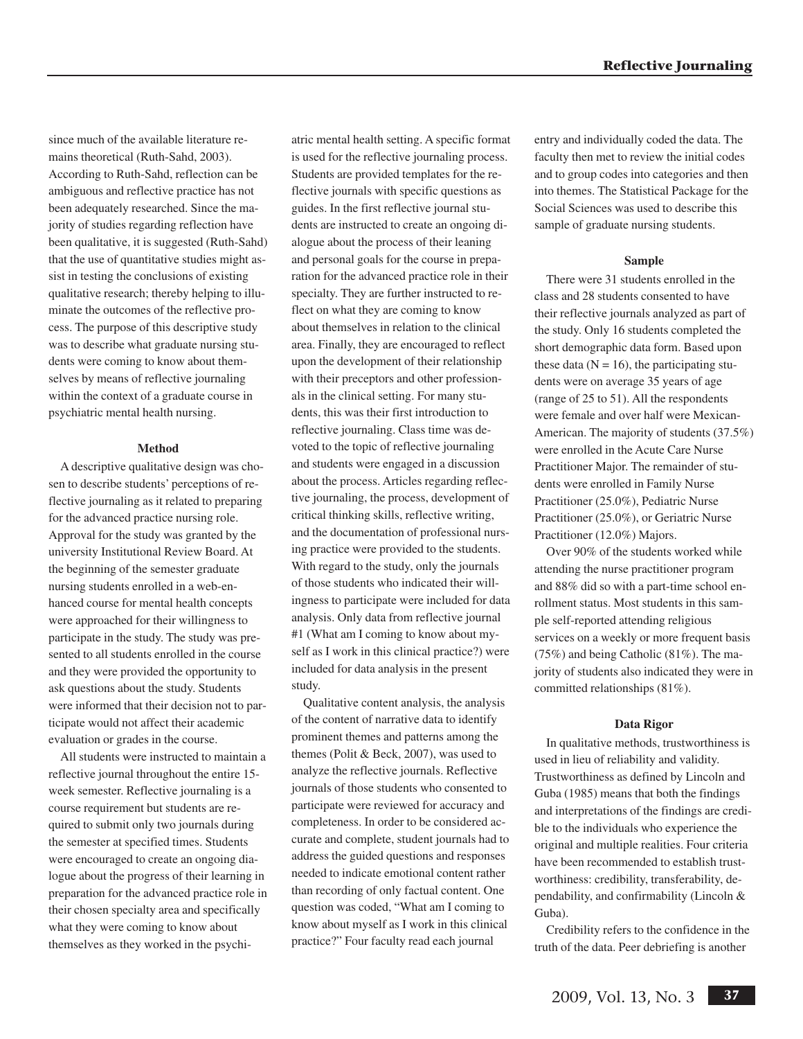since much of the available literature remains theoretical (Ruth-Sahd, 2003). According to Ruth-Sahd, reflection can be ambiguous and reflective practice has not been adequately researched. Since the majority of studies regarding reflection have been qualitative, it is suggested (Ruth-Sahd) that the use of quantitative studies might assist in testing the conclusions of existing qualitative research; thereby helping to illuminate the outcomes of the reflective process. The purpose of this descriptive study was to describe what graduate nursing students were coming to know about themselves by means of reflective journaling within the context of a graduate course in psychiatric mental health nursing.

### Method

A descriptive qualitative design was chosen to describe students' perceptions of reflective journaling as it related to preparing for the advanced practice nursing role. Approval for the study was granted by the university Institutional Review Board. At the beginning of the semester graduate nursing students enrolled in a web-enhanced course for mental health concepts were approached for their willingness to participate in the study. The study was presented to all students enrolled in the course and they were provided the opportunity to ask questions about the study. Students were informed that their decision not to participate would not affect their academic evaluation or grades in the course.

All students were instructed to maintain a reflective journal throughout the entire 15-week semester. Reflective journaling is a course requirement but students are required to submit only two journals during the semester at specified times. Students were encouraged to create an ongoing dialogue about the progress of their learning in preparation for the advanced practice role in their chosen specialty area and specifically what they were coming to know about themselves as they worked in the psychiatric mental health setting. A specific format is used for the reflective journaling process. Students are provided templates for the reflective journals with specific questions as guides. In the first reflective journal students are instructed to create an ongoing dialogue about the process of their leaning and personal goals for the course in preparation for the advanced practice role in their specialty. They are further instructed to reflect on what they are coming to know about themselves in relation to the clinical area. Finally, they are encouraged to reflect upon the development of their relationship with their preceptors and other professionals in the clinical setting. For many students, this was their first introduction to reflective journaling. Class time was devoted to the topic of reflective journaling and students were engaged in a discussion about the process. Articles regarding reflective journaling, the process, development of critical thinking skills, reflective writing, and the documentation of professional nursing practice were provided to the students. With regard to the study, only the journals of those students who indicated their willingness to participate were included for data analysis. Only data from reflective journal #1 (What am I coming to know about myself as I work in this clinical practice?) were included for data analysis in the present study.

Qualitative content analysis, the analysis of the content of narrative data to identify prominent themes and patterns among the themes (Polit & Beck, 2007), was used to analyze the reflective journals. Reflective journals of those students who consented to participate were reviewed for accuracy and completeness. In order to be considered accurate and complete, student journals had to address the guided questions and responses needed to indicate emotional content rather than recording of only factual content. One question was coded, "What am I coming to know about myself as I work in this clinical practice?" Four faculty read each journal entry and individually coded the data. The faculty then met to review the initial codes and to group codes into categories and then into themes. The Statistical Package for the Social Sciences was used to describe this sample of graduate nursing students.

### Sample

There were 31 students enrolled in the class and 28 students consented to have their reflective journals analyzed as part of the study. Only 16 students completed the short demographic data form. Based upon these data ($N = 16$), the participating students were on average 35 years of age (range of 25 to 51). All the respondents were female and over half were Mexican-American. The majority of students (37.5%) were enrolled in the Acute Care Nurse Practitioner Major. The remainder of students were enrolled in Family Nurse Practitioner (25.0%), Pediatric Nurse Practitioner (25.0%), or Geriatric Nurse Practitioner (12.0%) Majors.

Over 90% of the students worked while attending the nurse practitioner program and 88% did so with a part-time school enrollment status. Most students in this sample self-reported attending religious services on a weekly or more frequent basis (75%) and being Catholic (81%). The majority of students also indicated they were in committed relationships (81%).

### Data Rigor

In qualitative methods, trustworthiness is used in lieu of reliability and validity. Trustworthiness as defined by Lincoln and Guba (1985) means that both the findings and interpretations of the findings are credible to the individuals who experience the original and multiple realities. Four criteria have been recommended to establish trustworthiness: credibility, transferability, dependability, and confirmability (Lincoln & Guba).

Credibility refers to the confidence in the truth of the data. Peer debriefing is another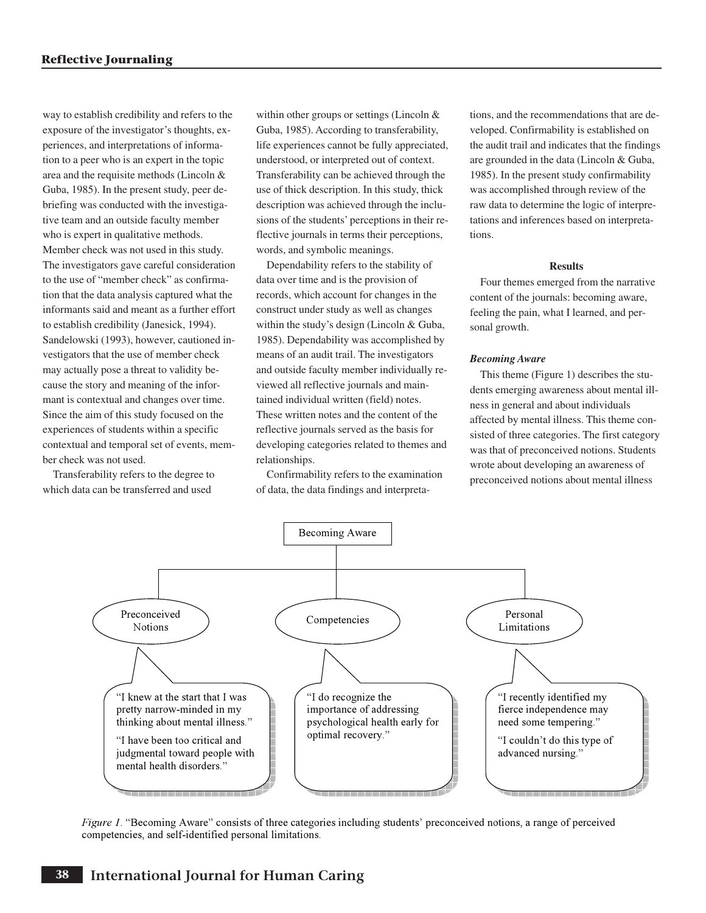way to establish credibility and refers to the exposure of the investigator's thoughts, experiences, and interpretations of information to a peer who is an expert in the topic area and the requisite methods (Lincoln & Guba, 1985). In the present study, peer debriefing was conducted with the investigative team and an outside faculty member who is expert in qualitative methods. Member check was not used in this study. The investigators gave careful consideration to the use of "member check" as confirmation that the data analysis captured what the informants said and meant as a further effort to establish credibility (Janesick, 1994). Sandelowski (1993), however, cautioned investigators that the use of member check may actually pose a threat to validity because the story and meaning of the informant is contextual and changes over time. Since the aim of this study focused on the experiences of students within a specific contextual and temporal set of events, member check was not used.

Transferability refers to the degree to which data can be transferred and used within other groups or settings (Lincoln & Guba, 1985). According to transferability, life experiences cannot be fully appreciated, understood, or interpreted out of context. Transferability can be achieved through the use of thick description. In this study, thick description was achieved through the inclusions of the students' perceptions in their reflective journals in terms their perceptions, words, and symbolic meanings.

Dependability refers to the stability of data over time and is the provision of records, which account for changes in the construct under study as well as changes within the study's design (Lincoln & Guba, 1985). Dependability was accomplished by means of an audit trail. The investigators and outside faculty member individually reviewed all reflective journals and maintained individual written (field) notes. These written notes and the content of the reflective journals served as the basis for developing categories related to themes and relationships.

Confirmability refers to the examination of data, the data findings and interpretations, and the recommendations that are developed. Confirmability is established on the audit trail and indicates that the findings are grounded in the data (Lincoln & Guba, 1985). In the present study confirmability was accomplished through review of the raw data to determine the logic of interpretations and inferences based on interpretations.

## Results

Four themes emerged from the narrative content of the journals: becoming aware, feeling the pain, what I learned, and personal growth.

### *Becoming Aware*

This theme (Figure 1) describes the students emerging awareness about mental illness in general and about individuals affected by mental illness. This theme consisted of three categories. The first category was that of preconceived notions. Students wrote about developing an awareness of preconceived notions about mental illness

Becoming Aware

- Preconceived Notions
  - "I knew at the start that I was pretty narrow-minded in my thinking about mental illness."
  - "I have been too critical and judgmental toward people with mental health disorders."
- Competencies
  - "I do recognize the importance of addressing psychological health early for optimal recovery."
- Personal Limitations
  - "I recently identified my fierce independence may need some tempering."
  - "I couldn't do this type of advanced nursing."

*Figure 1.* "Becoming Aware" consists of three categories including students' preconceived notions, a range of perceived competencies, and self-identified personal limitations.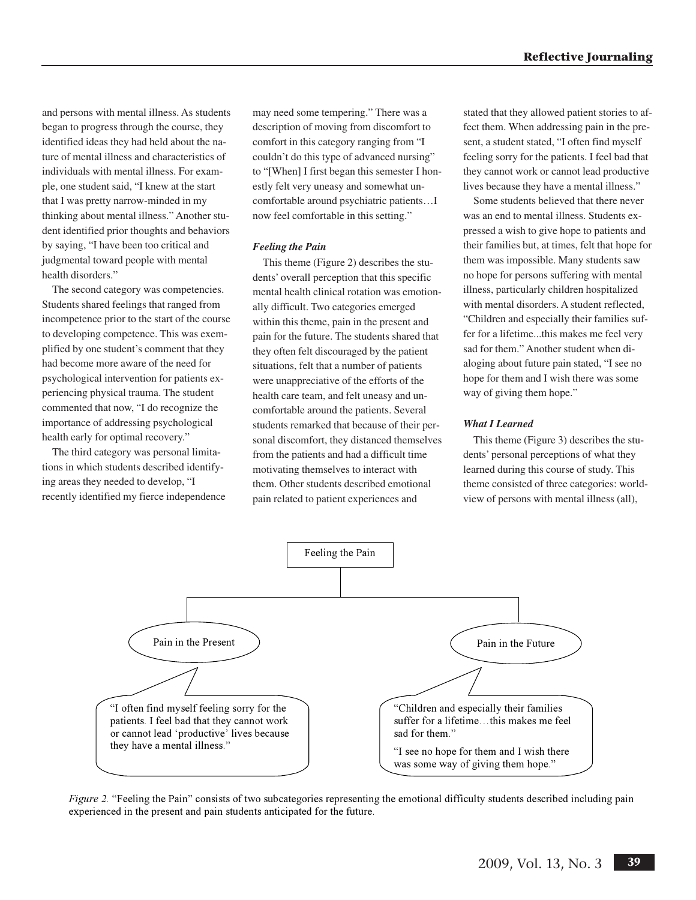and persons with mental illness. As students began to progress through the course, they identified ideas they had held about the nature of mental illness and characteristics of individuals with mental illness. For example, one student said, "I knew at the start that I was pretty narrow-minded in my thinking about mental illness." Another student identified prior thoughts and behaviors by saying, "I have been too critical and judgmental toward people with mental health disorders."

The second category was competencies. Students shared feelings that ranged from incompetence prior to the start of the course to developing competence. This was exemplified by one student's comment that they had become more aware of the need for psychological intervention for patients experiencing physical trauma. The student commented that now, "I do recognize the importance of addressing psychological health early for optimal recovery."

The third category was personal limitations in which students described identifying areas they needed to develop, "I recently identified my fierce independence may need some tempering." There was a description of moving from discomfort to comfort in this category ranging from "I couldn't do this type of advanced nursing" to "[When] I first began this semester I honestly felt very uneasy and somewhat uncomfortable around psychiatric patients…I now feel comfortable in this setting."

### *Feeling the Pain*

This theme (Figure 2) describes the students' overall perception that this specific mental health clinical rotation was emotionally difficult. Two categories emerged within this theme, pain in the present and pain for the future. The students shared that they often felt discouraged by the patient situations, felt that a number of patients were unappreciative of the efforts of the health care team, and felt uneasy and uncomfortable around the patients. Several students remarked that because of their personal discomfort, they distanced themselves from the patients and had a difficult time motivating themselves to interact with them. Other students described emotional pain related to patient experiences and stated that they allowed patient stories to affect them. When addressing pain in the present, a student stated, "I often find myself feeling sorry for the patients. I feel bad that they cannot work or cannot lead productive lives because they have a mental illness."

Some students believed that there never was an end to mental illness. Students expressed a wish to give hope to patients and their families but, at times, felt that hope for them was impossible. Many students saw no hope for persons suffering with mental illness, particularly children hospitalized with mental disorders. A student reflected, "Children and especially their families suffer for a lifetime...this makes me feel very sad for them." Another student when dialoging about future pain stated, "I see no hope for them and I wish there was some way of giving them hope."

### *What I Learned*

This theme (Figure 3) describes the students' personal perceptions of what they learned during this course of study. This theme consisted of three categories: worldview of persons with mental illness (all),

Feeling the Pain

- Pain in the Present
  - "I often find myself feeling sorry for the patients. I feel bad that they cannot work or cannot lead 'productive' lives because they have a mental illness."
- Pain in the Future
  - "Children and especially their families suffer for a lifetime…this makes me feel sad for them."
  - "I see no hope for them and I wish there was some way of giving them hope."

*Figure 2.* "Feeling the Pain" consists of two subcategories representing the emotional difficulty students described including pain experienced in the present and pain students anticipated for the future.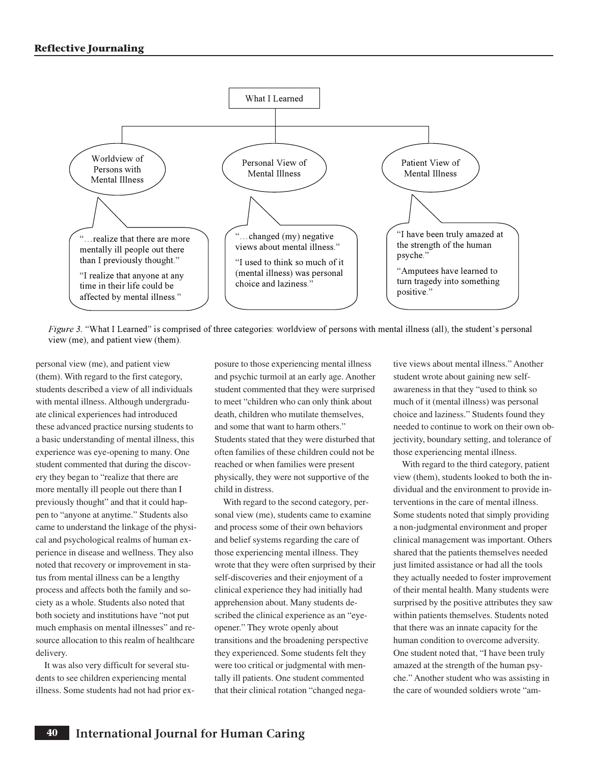What I Learned

| Worldview of Persons with Mental Illness | Personal View of Mental Illness | Patient View of Mental Illness |
| --- | --- | --- |
| "…realize that there are more mentally ill people out there than I previously thought." "I realize that anyone at any time in their life could be affected by mental illness." | "…changed (my) negative views about mental illness." "I used to think so much of it (mental illness) was personal choice and laziness." | "I have been truly amazed at the strength of the human psyche." "Amputees have learned to turn tragedy into something positive." |

*Figure 3.* "What I Learned" is comprised of three categories: worldview of persons with mental illness (all), the student's personal view (me), and patient view (them).

personal view (me), and patient view (them). With regard to the first category, students described a view of all individuals with mental illness. Although undergraduate clinical experiences had introduced these advanced practice nursing students to a basic understanding of mental illness, this experience was eye-opening to many. One student commented that during the discovery they began to "realize that there are more mentally ill people out there than I previously thought" and that it could happen to "anyone at anytime." Students also came to understand the linkage of the physical and psychological realms of human experience in disease and wellness. They also noted that recovery or improvement in status from mental illness can be a lengthy process and affects both the family and society as a whole. Students also noted that both society and institutions have "not put much emphasis on mental illnesses" and resource allocation to this realm of healthcare delivery.

It was also very difficult for several students to see children experiencing mental illness. Some students had not had prior exposure to those experiencing mental illness and psychic turmoil at an early age. Another student commented that they were surprised to meet "children who can only think about death, children who mutilate themselves, and some that want to harm others." Students stated that they were disturbed that often families of these children could not be reached or when families were present physically, they were not supportive of the child in distress.

With regard to the second category, personal view (me), students came to examine and process some of their own behaviors and belief systems regarding the care of those experiencing mental illness. They wrote that they were often surprised by their self-discoveries and their enjoyment of a clinical experience they had initially had apprehension about. Many students described the clinical experience as an "eye-opener." They wrote openly about transitions and the broadening perspective they experienced. Some students felt they were too critical or judgmental with mentally ill patients. One student commented that their clinical rotation "changed negative views about mental illness." Another student wrote about gaining new self-awareness in that they "used to think so much of it (mental illness) was personal choice and laziness." Students found they needed to continue to work on their own objectivity, boundary setting, and tolerance of those experiencing mental illness.

With regard to the third category, patient view (them), students looked to both the individual and the environment to provide interventions in the care of mental illness. Some students noted that simply providing a non-judgmental environment and proper clinical management was important. Others shared that the patients themselves needed just limited assistance or had all the tools they actually needed to foster improvement of their mental health. Many students were surprised by the positive attributes they saw within patients themselves. Students noted that there was an innate capacity for the human condition to overcome adversity. One student noted that, "I have been truly amazed at the strength of the human psyche." Another student who was assisting in the care of wounded soldiers wrote "am-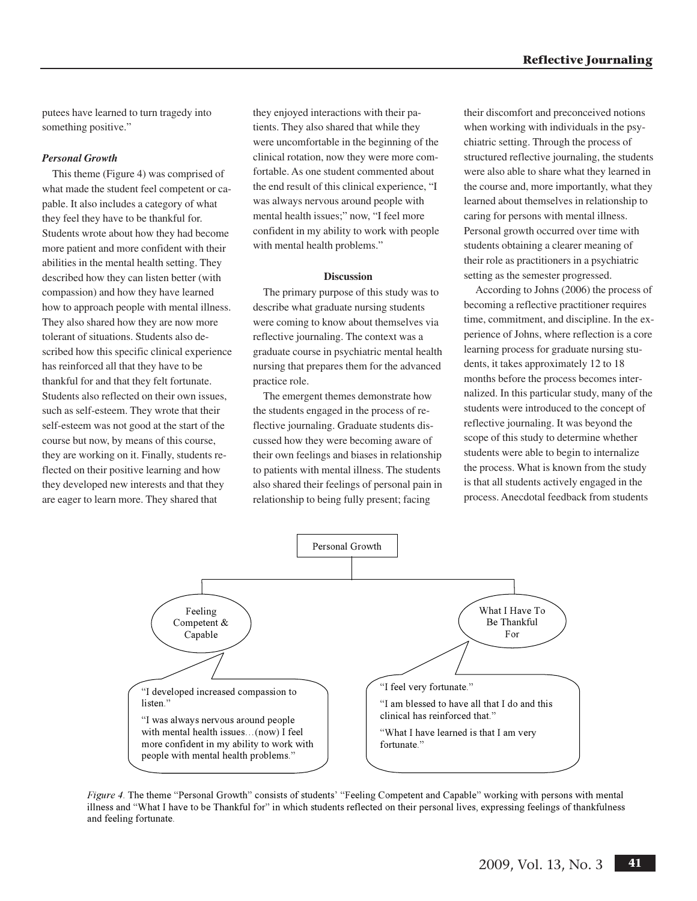putees have learned to turn tragedy into something positive."

***Personal Growth***

This theme (Figure 4) was comprised of what made the student feel competent or capable. It also includes a category of what they feel they have to be thankful for. Students wrote about how they had become more patient and more confident with their abilities in the mental health setting. They described how they can listen better (with compassion) and how they have learned how to approach people with mental illness. They also shared how they are now more tolerant of situations. Students also described how this specific clinical experience has reinforced all that they have to be thankful for and that they felt fortunate. Students also reflected on their own issues, such as self-esteem. They wrote that their self-esteem was not good at the start of the course but now, by means of this course, they are working on it. Finally, students reflected on their positive learning and how they developed new interests and that they are eager to learn more. They shared that they enjoyed interactions with their patients. They also shared that while they were uncomfortable in the beginning of the clinical rotation, now they were more comfortable. As one student commented about the end result of this clinical experience, "I was always nervous around people with mental health issues;" now, "I feel more confident in my ability to work with people with mental health problems."

**Discussion**

The primary purpose of this study was to describe what graduate nursing students were coming to know about themselves via reflective journaling. The context was a graduate course in psychiatric mental health nursing that prepares them for the advanced practice role.

The emergent themes demonstrate how the students engaged in the process of reflective journaling. Graduate students discussed how they were becoming aware of their own feelings and biases in relationship to patients with mental illness. The students also shared their feelings of personal pain in relationship to being fully present; facing their discomfort and preconceived notions when working with individuals in the psychiatric setting. Through the process of structured reflective journaling, the students were also able to share what they learned in the course and, more importantly, what they learned about themselves in relationship to caring for persons with mental illness. Personal growth occurred over time with students obtaining a clearer meaning of their role as practitioners in a psychiatric setting as the semester progressed.

According to Johns (2006) the process of becoming a reflective practitioner requires time, commitment, and discipline. In the experience of Johns, where reflection is a core learning process for graduate nursing students, it takes approximately 12 to 18 months before the process becomes internalized. In this particular study, many of the students were introduced to the concept of reflective journaling. It was beyond the scope of this study to determine whether students were able to begin to internalize the process. What is known from the study is that all students actively engaged in the process. Anecdotal feedback from students

Personal Growth

Feeling Competent & Capable

"I developed increased compassion to listen."

"I was always nervous around people with mental health issues…(now) I feel more confident in my ability to work with people with mental health problems."

What I Have To Be Thankful For

"I feel very fortunate."

"I am blessed to have all that I do and this clinical has reinforced that."

"What I have learned is that I am very fortunate."

*Figure 4.* The theme "Personal Growth" consists of students' "Feeling Competent and Capable" working with persons with mental illness and "What I have to be Thankful for" in which students reflected on their personal lives, expressing feelings of thankfulness and feeling fortunate.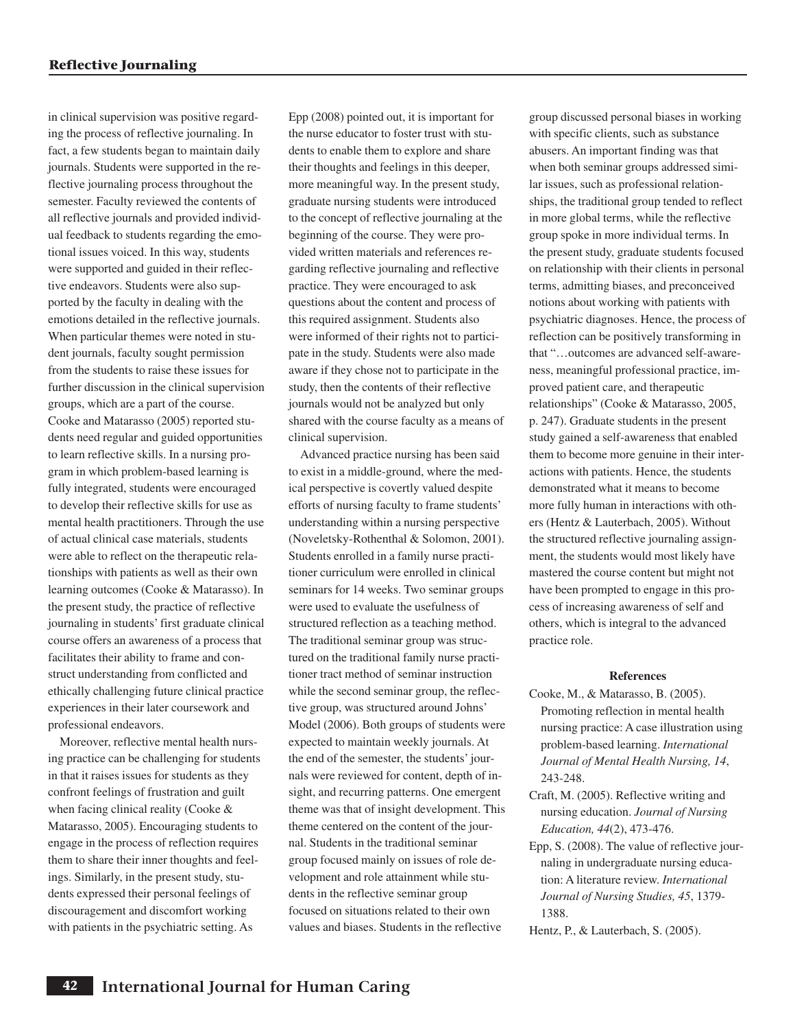in clinical supervision was positive regarding the process of reflective journaling. In fact, a few students began to maintain daily journals. Students were supported in the reflective journaling process throughout the semester. Faculty reviewed the contents of all reflective journals and provided individual feedback to students regarding the emotional issues voiced. In this way, students were supported and guided in their reflective endeavors. Students were also supported by the faculty in dealing with the emotions detailed in the reflective journals. When particular themes were noted in student journals, faculty sought permission from the students to raise these issues for further discussion in the clinical supervision groups, which are a part of the course. Cooke and Matarasso (2005) reported students need regular and guided opportunities to learn reflective skills. In a nursing program in which problem-based learning is fully integrated, students were encouraged to develop their reflective skills for use as mental health practitioners. Through the use of actual clinical case materials, students were able to reflect on the therapeutic relationships with patients as well as their own learning outcomes (Cooke & Matarasso). In the present study, the practice of reflective journaling in students' first graduate clinical course offers an awareness of a process that facilitates their ability to frame and construct understanding from conflicted and ethically challenging future clinical practice experiences in their later coursework and professional endeavors.

Moreover, reflective mental health nursing practice can be challenging for students in that it raises issues for students as they confront feelings of frustration and guilt when facing clinical reality (Cooke & Matarasso, 2005). Encouraging students to engage in the process of reflection requires them to share their inner thoughts and feelings. Similarly, in the present study, students expressed their personal feelings of discouragement and discomfort working with patients in the psychiatric setting. As Epp (2008) pointed out, it is important for the nurse educator to foster trust with students to enable them to explore and share their thoughts and feelings in this deeper, more meaningful way. In the present study, graduate nursing students were introduced to the concept of reflective journaling at the beginning of the course. They were provided written materials and references regarding reflective journaling and reflective practice. They were encouraged to ask questions about the content and process of this required assignment. Students also were informed of their rights not to participate in the study. Students were also made aware if they chose not to participate in the study, then the contents of their reflective journals would not be analyzed but only shared with the course faculty as a means of clinical supervision.

Advanced practice nursing has been said to exist in a middle-ground, where the medical perspective is covertly valued despite efforts of nursing faculty to frame students' understanding within a nursing perspective (Noveletsky-Rothenthal & Solomon, 2001). Students enrolled in a family nurse practitioner curriculum were enrolled in clinical seminars for 14 weeks. Two seminar groups were used to evaluate the usefulness of structured reflection as a teaching method. The traditional seminar group was structured on the traditional family nurse practitioner tract method of seminar instruction while the second seminar group, the reflective group, was structured around Johns' Model (2006). Both groups of students were expected to maintain weekly journals. At the end of the semester, the students' journals were reviewed for content, depth of insight, and recurring patterns. One emergent theme was that of insight development. This theme centered on the content of the journal. Students in the traditional seminar group focused mainly on issues of role development and role attainment while students in the reflective seminar group focused on situations related to their own values and biases. Students in the reflective group discussed personal biases in working with specific clients, such as substance abusers. An important finding was that when both seminar groups addressed similar issues, such as professional relationships, the traditional group tended to reflect in more global terms, while the reflective group spoke in more individual terms. In the present study, graduate students focused on relationship with their clients in personal terms, admitting biases, and preconceived notions about working with patients with psychiatric diagnoses. Hence, the process of reflection can be positively transforming in that "…outcomes are advanced self-awareness, meaningful professional practice, improved patient care, and therapeutic relationships" (Cooke & Matarasso, 2005, p. 247). Graduate students in the present study gained a self-awareness that enabled them to become more genuine in their interactions with patients. Hence, the students demonstrated what it means to become more fully human in interactions with others (Hentz & Lauterbach, 2005). Without the structured reflective journaling assignment, the students would most likely have mastered the course content but might not have been prompted to engage in this process of increasing awareness of self and others, which is integral to the advanced practice role.

## References

Cooke, M., & Matarasso, B. (2005). Promoting reflection in mental health nursing practice: A case illustration using problem-based learning. *International Journal of Mental Health Nursing, 14*, 243-248.

Craft, M. (2005). Reflective writing and nursing education. *Journal of Nursing Education, 44*(2), 473-476.

Epp, S. (2008). The value of reflective journaling in undergraduate nursing education: A literature review. *International Journal of Nursing Studies, 45*, 1379-1388.

Hentz, P., & Lauterbach, S. (2005).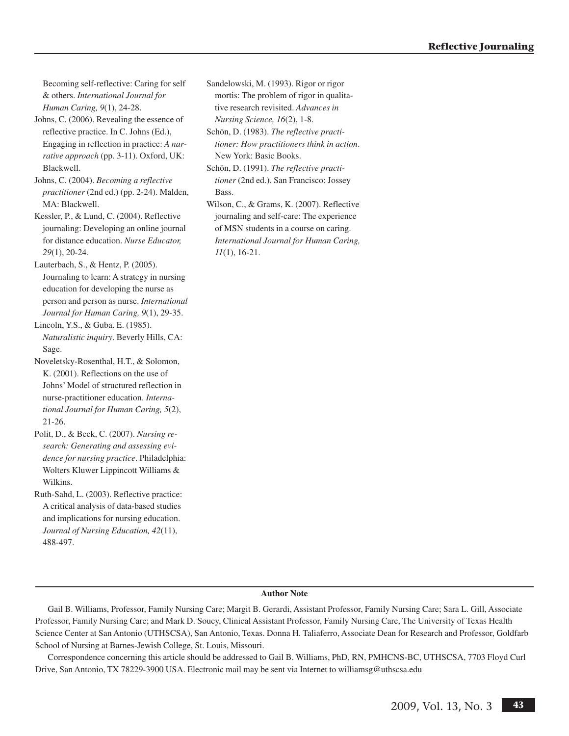Becoming self-reflective: Caring for self & others. *International Journal for Human Caring, 9*(1), 24-28.

Johns, C. (2006). Revealing the essence of reflective practice. In C. Johns (Ed.), Engaging in reflection in practice: *A narrative approach* (pp. 3-11). Oxford, UK: Blackwell.

Johns, C. (2004). *Becoming a reflective practitioner* (2nd ed.) (pp. 2-24). Malden, MA: Blackwell.

Kessler, P., & Lund, C. (2004). Reflective journaling: Developing an online journal for distance education. *Nurse Educator, 29*(1), 20-24.

Lauterbach, S., & Hentz, P. (2005). Journaling to learn: A strategy in nursing education for developing the nurse as person and person as nurse. *International Journal for Human Caring, 9*(1), 29-35.

Lincoln, Y.S., & Guba. E. (1985). *Naturalistic inquiry*. Beverly Hills, CA: Sage.

Noveletsky-Rosenthal, H.T., & Solomon, K. (2001). Reflections on the use of Johns' Model of structured reflection in nurse-practitioner education. *International Journal for Human Caring, 5*(2), 21-26.

Polit, D., & Beck, C. (2007). *Nursing research: Generating and assessing evidence for nursing practice*. Philadelphia: Wolters Kluwer Lippincott Williams & Wilkins.

Ruth-Sahd, L. (2003). Reflective practice: A critical analysis of data-based studies and implications for nursing education. *Journal of Nursing Education, 42*(11), 488-497.

Sandelowski, M. (1993). Rigor or rigor mortis: The problem of rigor in qualitative research revisited. *Advances in Nursing Science, 16*(2), 1-8.

Schön, D. (1983). *The reflective practitioner: How practitioners think in action*. New York: Basic Books.

Schön, D. (1991). *The reflective practitioner* (2nd ed.). San Francisco: Jossey Bass.

Wilson, C., & Grams, K. (2007). Reflective journaling and self-care: The experience of MSN students in a course on caring. *International Journal for Human Caring, 11*(1), 16-21.

**Author Note**

Gail B. Williams, Professor, Family Nursing Care; Margit B. Gerardi, Assistant Professor, Family Nursing Care; Sara L. Gill, Associate Professor, Family Nursing Care; and Mark D. Soucy, Clinical Assistant Professor, Family Nursing Care, The University of Texas Health Science Center at San Antonio (UTHSCSA), San Antonio, Texas. Donna H. Taliaferro, Associate Dean for Research and Professor, Goldfarb School of Nursing at Barnes-Jewish College, St. Louis, Missouri.

Correspondence concerning this article should be addressed to Gail B. Williams, PhD, RN, PMHCNS-BC, UTHSCSA, 7703 Floyd Curl Drive, San Antonio, TX 78229-3900 USA. Electronic mail may be sent via Internet to williamsg@uthscsa.edu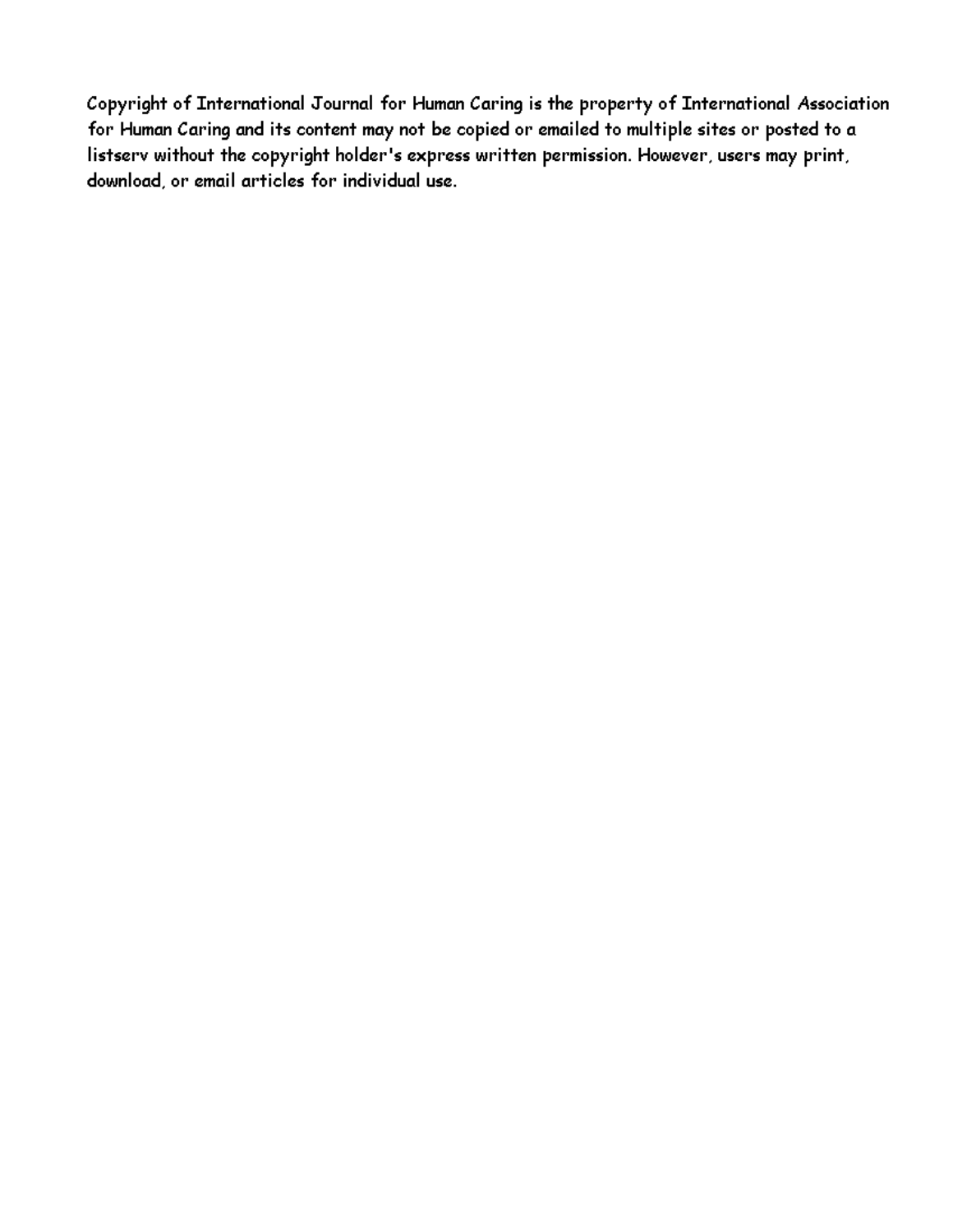Copyright of International Journal for Human Caring is the property of International Association for Human Caring and its content may not be copied or emailed to multiple sites or posted to a listserv without the copyright holder's express written permission. However, users may print, download, or email articles for individual use.